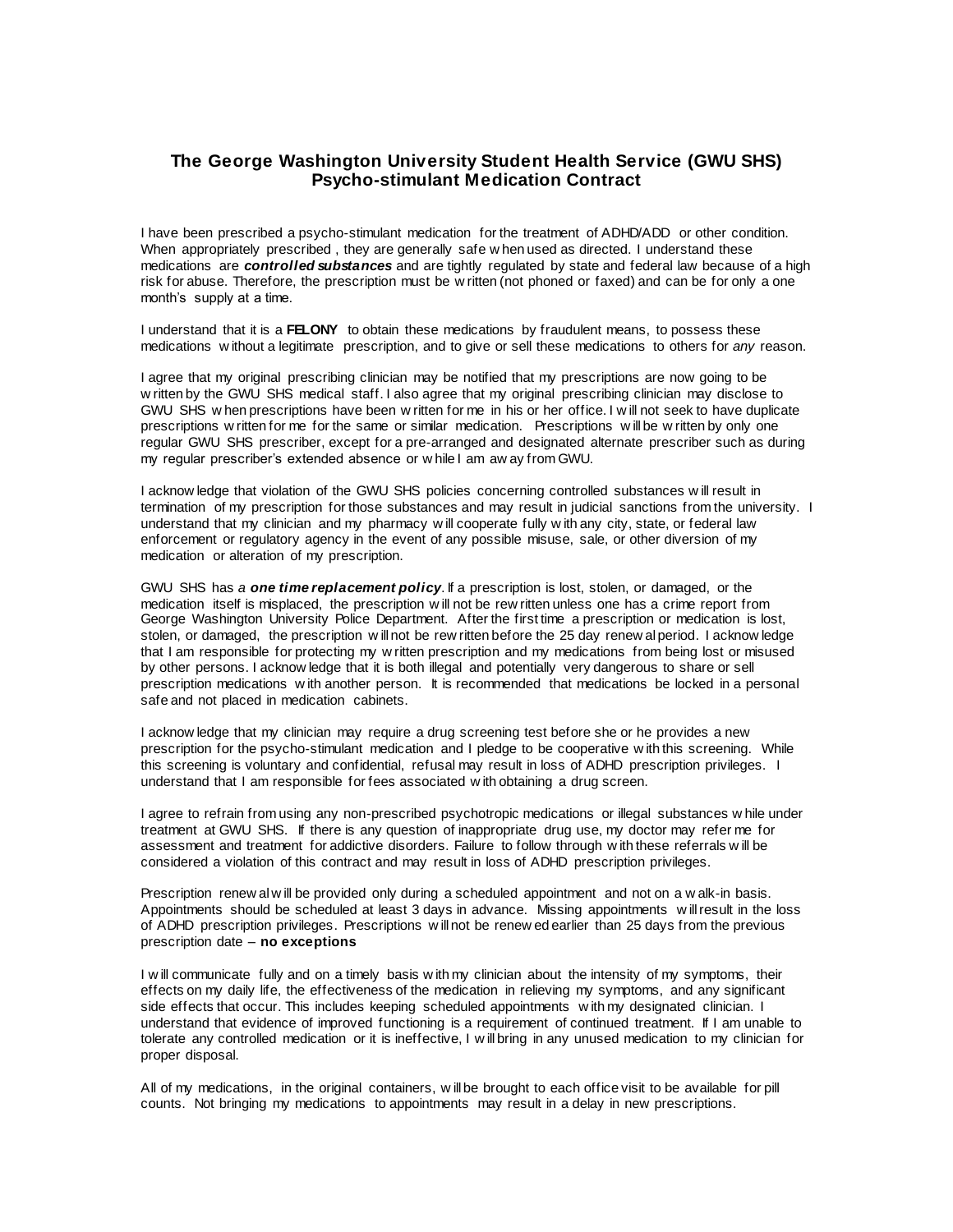# The George Washington University Student Health Service (GWU SHS) Psycho-stimulant Medication Contract

I have been prescribed a psycho-stimulant medication for the treatment of ADHD/ADD or other condition. When appropriately prescribed , they are generally safe when used as directed. I understand these medications are ***controlled substances*** and are tightly regulated by state and federal law because of a high risk for abuse. Therefore, the prescription must be written (not phoned or faxed) and can be for only a one month's supply at a time.

I understand that it is a **FELONY** to obtain these medications by fraudulent means, to possess these medications without a legitimate prescription, and to give or sell these medications to others for *any* reason.

I agree that my original prescribing clinician may be notified that my prescriptions are now going to be written by the GWU SHS medical staff. I also agree that my original prescribing clinician may disclose to GWU SHS when prescriptions have been written for me in his or her office. I will not seek to have duplicate prescriptions written for me for the same or similar medication. Prescriptions will be written by only one regular GWU SHS prescriber, except for a pre-arranged and designated alternate prescriber such as during my regular prescriber's extended absence or while I am away from GWU.

I acknowledge that violation of the GWU SHS policies concerning controlled substances will result in termination of my prescription for those substances and may result in judicial sanctions from the university. I understand that my clinician and my pharmacy will cooperate fully with any city, state, or federal law enforcement or regulatory agency in the event of any possible misuse, sale, or other diversion of my medication or alteration of my prescription.

GWU SHS has *a **one time replacement policy***. If a prescription is lost, stolen, or damaged, or the medication itself is misplaced, the prescription will not be rewritten unless one has a crime report from George Washington University Police Department. After the first time a prescription or medication is lost, stolen, or damaged, the prescription will not be rewritten before the 25 day renewal period. I acknowledge that I am responsible for protecting my written prescription and my medications from being lost or misused by other persons. I acknowledge that it is both illegal and potentially very dangerous to share or sell prescription medications with another person. It is recommended that medications be locked in a personal safe and not placed in medication cabinets.

I acknowledge that my clinician may require a drug screening test before she or he provides a new prescription for the psycho-stimulant medication and I pledge to be cooperative with this screening. While this screening is voluntary and confidential, refusal may result in loss of ADHD prescription privileges. I understand that I am responsible for fees associated with obtaining a drug screen.

I agree to refrain from using any non-prescribed psychotropic medications or illegal substances while under treatment at GWU SHS. If there is any question of inappropriate drug use, my doctor may refer me for assessment and treatment for addictive disorders. Failure to follow through with these referrals will be considered a violation of this contract and may result in loss of ADHD prescription privileges.

Prescription renewal will be provided only during a scheduled appointment and not on a walk-in basis. Appointments should be scheduled at least 3 days in advance. Missing appointments will result in the loss of ADHD prescription privileges. Prescriptions will not be renewed earlier than 25 days from the previous prescription date – **no exceptions**

I will communicate fully and on a timely basis with my clinician about the intensity of my symptoms, their effects on my daily life, the effectiveness of the medication in relieving my symptoms, and any significant side effects that occur. This includes keeping scheduled appointments with my designated clinician. I understand that evidence of improved functioning is a requirement of continued treatment. If I am unable to tolerate any controlled medication or it is ineffective, I will bring in any unused medication to my clinician for proper disposal.

All of my medications, in the original containers, will be brought to each office visit to be available for pill counts. Not bringing my medications to appointments may result in a delay in new prescriptions.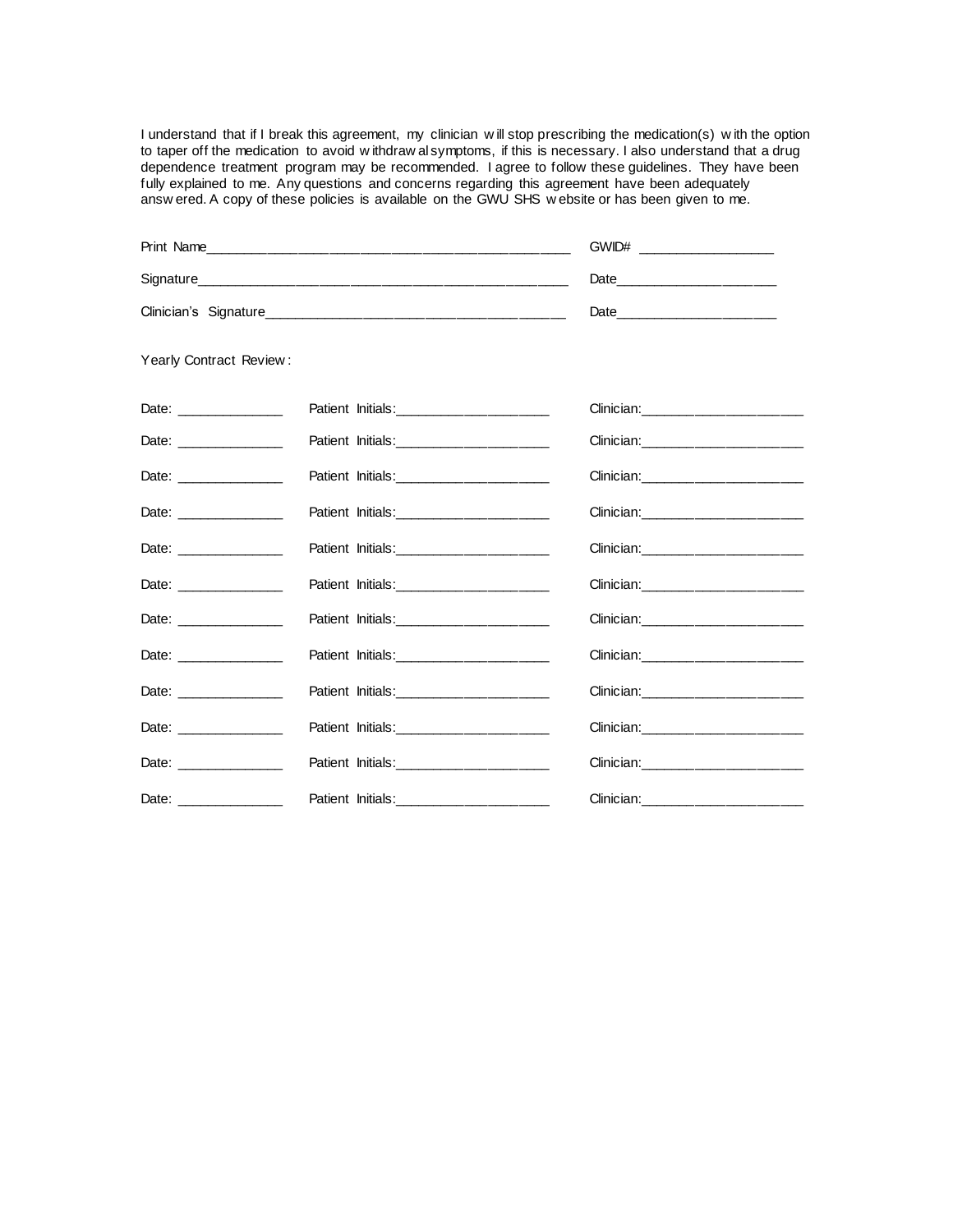I understand that if I break this agreement, my clinician will stop prescribing the medication(s) with the option to taper off the medication to avoid withdrawal symptoms, if this is necessary. I also understand that a drug dependence treatment program may be recommended. I agree to follow these guidelines. They have been fully explained to me. Any questions and concerns regarding this agreement have been adequately answered. A copy of these policies is available on the GWU SHS website or has been given to me.

Print Name_______________________________________________ GWID# __________________

Signature_______________________________________________ Date______________________

Clinician's Signature_______________________________________ Date______________________

Yearly Contract Review:

| | | |
|---|---|---|
| Date: ______________ | Patient Initials:____________________ | Clinician:_____________________ |
| Date: ______________ | Patient Initials:____________________ | Clinician:_____________________ |
| Date: ______________ | Patient Initials:____________________ | Clinician:_____________________ |
| Date: ______________ | Patient Initials:____________________ | Clinician:_____________________ |
| Date: ______________ | Patient Initials:____________________ | Clinician:_____________________ |
| Date: ______________ | Patient Initials:____________________ | Clinician:_____________________ |
| Date: ______________ | Patient Initials:____________________ | Clinician:_____________________ |
| Date: ______________ | Patient Initials:____________________ | Clinician:_____________________ |
| Date: ______________ | Patient Initials:____________________ | Clinician:_____________________ |
| Date: ______________ | Patient Initials:____________________ | Clinician:_____________________ |
| Date: ______________ | Patient Initials:____________________ | Clinician:_____________________ |
| Date: ______________ | Patient Initials:____________________ | Clinician:_____________________ |